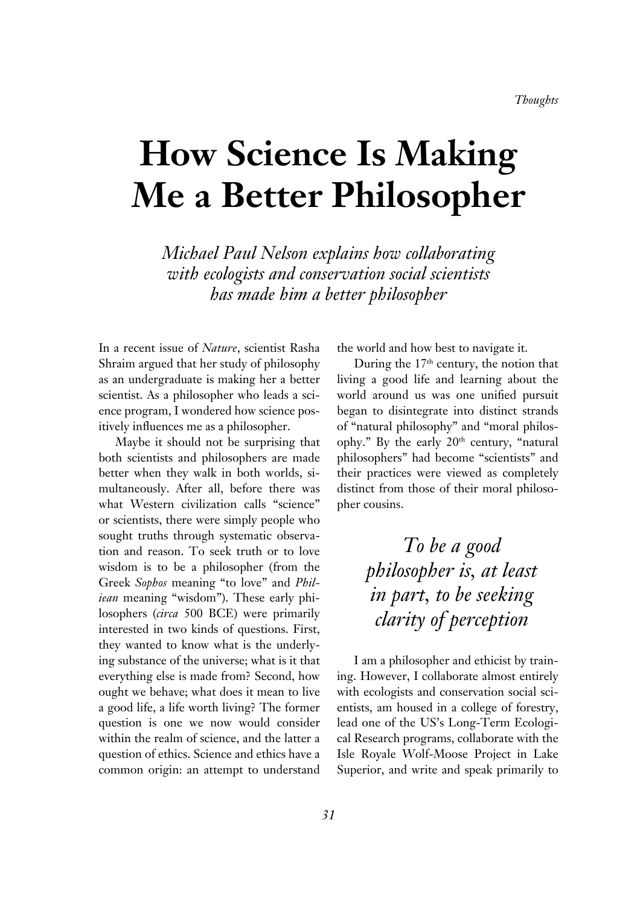# How Science Is Making Me a Better Philosopher

*Michael Paul Nelson explains how collaborating with ecologists and conservation social scientists has made him a better philosopher*

In a recent issue of *Nature*, scientist Rasha Shraim argued that her study of philosophy as an undergraduate is making her a better scientist. As a philosopher who leads a science program, I wondered how science positively influences me as a philosopher.

Maybe it should not be surprising that both scientists and philosophers are made better when they walk in both worlds, simultaneously. After all, before there was what Western civilization calls "science" or scientists, there were simply people who sought truths through systematic observation and reason. To seek truth or to love wisdom is to be a philosopher (from the Greek *Sophos* meaning "to love" and *Philiean* meaning "wisdom"). These early philosophers (*circa* 500 BCE) were primarily interested in two kinds of questions. First, they wanted to know what is the underlying substance of the universe; what is it that everything else is made from? Second, how ought we behave; what does it mean to live a good life, a life worth living? The former question is one we now would consider within the realm of science, and the latter a question of ethics. Science and ethics have a common origin: an attempt to understand the world and how best to navigate it.

During the 17th century, the notion that living a good life and learning about the world around us was one unified pursuit began to disintegrate into distinct strands of "natural philosophy" and "moral philosophy." By the early 20th century, "natural philosophers" had become "scientists" and their practices were viewed as completely distinct from those of their moral philosopher cousins.

> *To be a good philosopher is, at least in part, to be seeking clarity of perception*

I am a philosopher and ethicist by training. However, I collaborate almost entirely with ecologists and conservation social scientists, am housed in a college of forestry, lead one of the US's Long-Term Ecological Research programs, collaborate with the Isle Royale Wolf-Moose Project in Lake Superior, and write and speak primarily to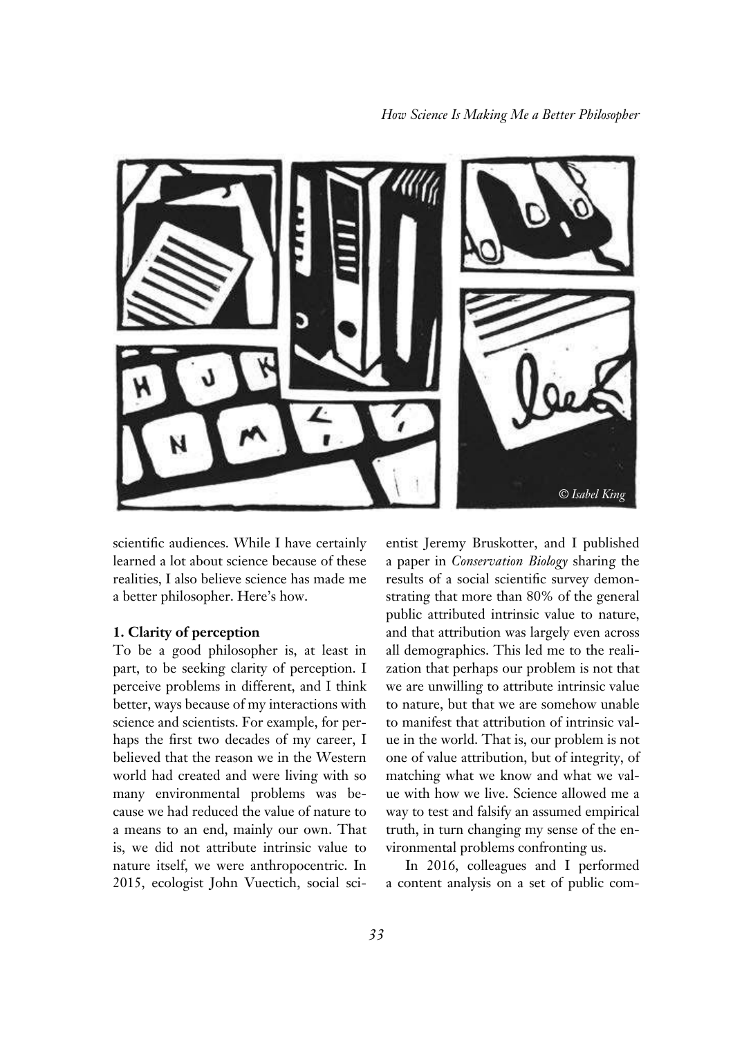scientific audiences. While I have certainly learned a lot about science because of these realities, I also believe science has made me a better philosopher. Here's how.

**1. Clarity of perception**

To be a good philosopher is, at least in part, to be seeking clarity of perception. I perceive problems in different, and I think better, ways because of my interactions with science and scientists. For example, for perhaps the first two decades of my career, I believed that the reason we in the Western world had created and were living with so many environmental problems was because we had reduced the value of nature to a means to an end, mainly our own. That is, we did not attribute intrinsic value to nature itself, we were anthropocentric. In 2015, ecologist John Vuectich, social scientist Jeremy Bruskotter, and I published a paper in *Conservation Biology* sharing the results of a social scientific survey demonstrating that more than 80% of the general public attributed intrinsic value to nature, and that attribution was largely even across all demographics. This led me to the realization that perhaps our problem is not that we are unwilling to attribute intrinsic value to nature, but that we are somehow unable to manifest that attribution of intrinsic value in the world. That is, our problem is not one of value attribution, but of integrity, of matching what we know and what we value with how we live. Science allowed me a way to test and falsify an assumed empirical truth, in turn changing my sense of the environmental problems confronting us.

In 2016, colleagues and I performed a content analysis on a set of public com-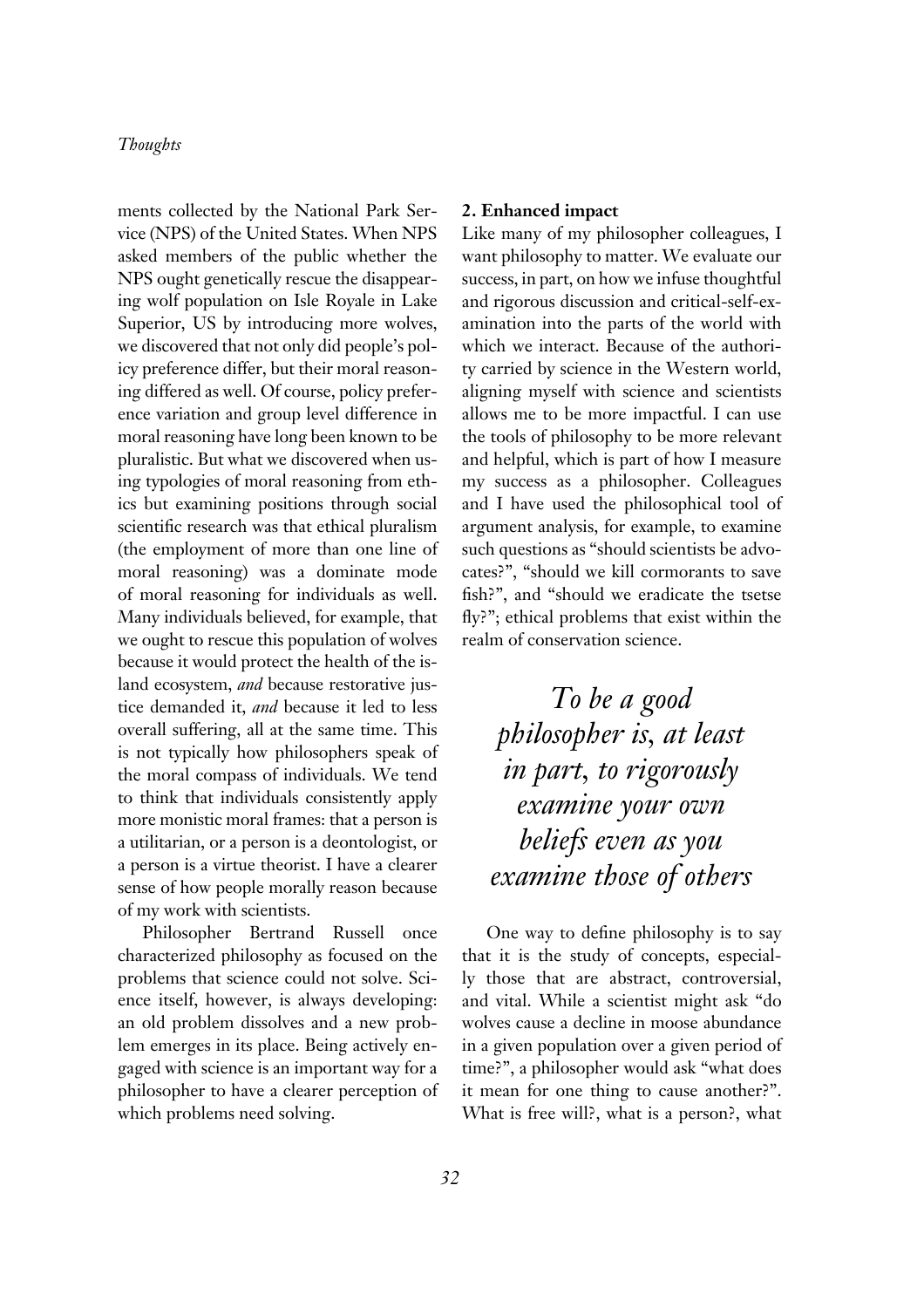ments collected by the National Park Service (NPS) of the United States. When NPS asked members of the public whether the NPS ought genetically rescue the disappearing wolf population on Isle Royale in Lake Superior, US by introducing more wolves, we discovered that not only did people's policy preference differ, but their moral reasoning differed as well. Of course, policy preference variation and group level difference in moral reasoning have long been known to be pluralistic. But what we discovered when using typologies of moral reasoning from ethics but examining positions through social scientific research was that ethical pluralism (the employment of more than one line of moral reasoning) was a dominate mode of moral reasoning for individuals as well. Many individuals believed, for example, that we ought to rescue this population of wolves because it would protect the health of the island ecosystem, *and* because restorative justice demanded it, *and* because it led to less overall suffering, all at the same time. This is not typically how philosophers speak of the moral compass of individuals. We tend to think that individuals consistently apply more monistic moral frames: that a person is a utilitarian, or a person is a deontologist, or a person is a virtue theorist. I have a clearer sense of how people morally reason because of my work with scientists.

Philosopher Bertrand Russell once characterized philosophy as focused on the problems that science could not solve. Science itself, however, is always developing: an old problem dissolves and a new problem emerges in its place. Being actively engaged with science is an important way for a philosopher to have a clearer perception of which problems need solving.

**2. Enhanced impact**

Like many of my philosopher colleagues, I want philosophy to matter. We evaluate our success, in part, on how we infuse thoughtful and rigorous discussion and critical-self-examination into the parts of the world with which we interact. Because of the authority carried by science in the Western world, aligning myself with science and scientists allows me to be more impactful. I can use the tools of philosophy to be more relevant and helpful, which is part of how I measure my success as a philosopher. Colleagues and I have used the philosophical tool of argument analysis, for example, to examine such questions as "should scientists be advocates?", "should we kill cormorants to save fish?", and "should we eradicate the tsetse fly?"; ethical problems that exist within the realm of conservation science.

> *To be a good philosopher is, at least in part, to rigorously examine your own beliefs even as you examine those of others*

One way to define philosophy is to say that it is the study of concepts, especially those that are abstract, controversial, and vital. While a scientist might ask "do wolves cause a decline in moose abundance in a given population over a given period of time?", a philosopher would ask "what does it mean for one thing to cause another?". What is free will?, what is a person?, what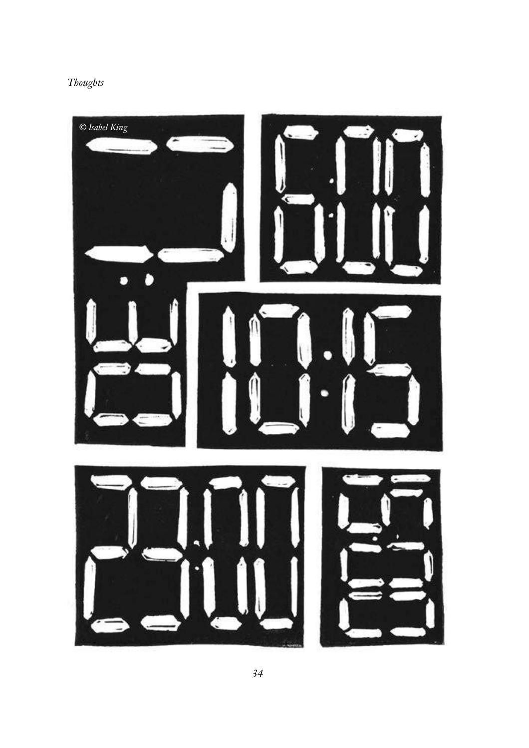© Isabel King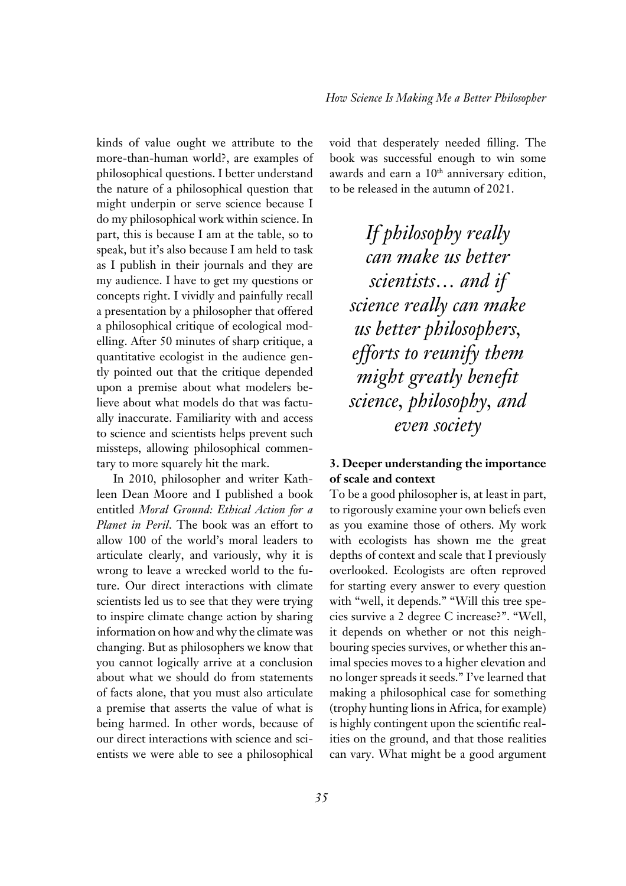kinds of value ought we attribute to the more-than-human world?, are examples of philosophical questions. I better understand the nature of a philosophical question that might underpin or serve science because I do my philosophical work within science. In part, this is because I am at the table, so to speak, but it's also because I am held to task as I publish in their journals and they are my audience. I have to get my questions or concepts right. I vividly and painfully recall a presentation by a philosopher that offered a philosophical critique of ecological modelling. After 50 minutes of sharp critique, a quantitative ecologist in the audience gently pointed out that the critique depended upon a premise about what modelers believe about what models do that was factually inaccurate. Familiarity with and access to science and scientists helps prevent such missteps, allowing philosophical commentary to more squarely hit the mark.

In 2010, philosopher and writer Kathleen Dean Moore and I published a book entitled *Moral Ground: Ethical Action for a Planet in Peril*. The book was an effort to allow 100 of the world's moral leaders to articulate clearly, and variously, why it is wrong to leave a wrecked world to the future. Our direct interactions with climate scientists led us to see that they were trying to inspire climate change action by sharing information on how and why the climate was changing. But as philosophers we know that you cannot logically arrive at a conclusion about what we should do from statements of facts alone, that you must also articulate a premise that asserts the value of what is being harmed. In other words, because of our direct interactions with science and scientists we were able to see a philosophical void that desperately needed filling. The book was successful enough to win some awards and earn a 10th anniversary edition, to be released in the autumn of 2021.

> *If philosophy really can make us better scientists… and if science really can make us better philosophers, efforts to reunify them might greatly benefit science, philosophy, and even society*

### 3. Deeper understanding the importance of scale and context

To be a good philosopher is, at least in part, to rigorously examine your own beliefs even as you examine those of others. My work with ecologists has shown me the great depths of context and scale that I previously overlooked. Ecologists are often reproved for starting every answer to every question with "well, it depends." "Will this tree species survive a 2 degree C increase?". "Well, it depends on whether or not this neighbouring species survives, or whether this animal species moves to a higher elevation and no longer spreads it seeds." I've learned that making a philosophical case for something (trophy hunting lions in Africa, for example) is highly contingent upon the scientific realities on the ground, and that those realities can vary. What might be a good argument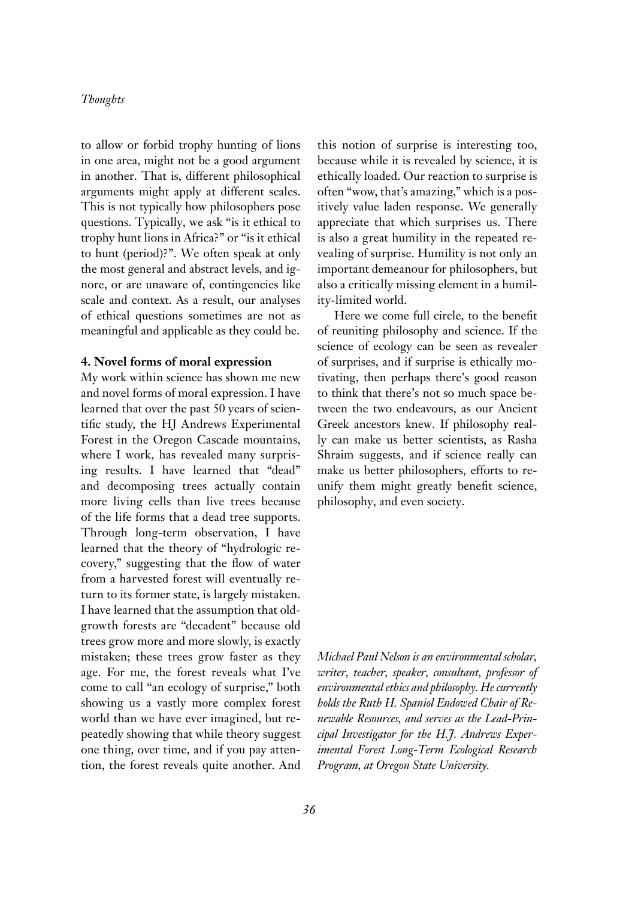to allow or forbid trophy hunting of lions in one area, might not be a good argument in another. That is, different philosophical arguments might apply at different scales. This is not typically how philosophers pose questions. Typically, we ask "is it ethical to trophy hunt lions in Africa?" or "is it ethical to hunt (period)?". We often speak at only the most general and abstract levels, and ignore, or are unaware of, contingencies like scale and context. As a result, our analyses of ethical questions sometimes are not as meaningful and applicable as they could be.

**4. Novel forms of moral expression**

My work within science has shown me new and novel forms of moral expression. I have learned that over the past 50 years of scientific study, the HJ Andrews Experimental Forest in the Oregon Cascade mountains, where I work, has revealed many surprising results. I have learned that "dead" and decomposing trees actually contain more living cells than live trees because of the life forms that a dead tree supports. Through long-term observation, I have learned that the theory of "hydrologic recovery," suggesting that the flow of water from a harvested forest will eventually return to its former state, is largely mistaken. I have learned that the assumption that old-growth forests are "decadent" because old trees grow more and more slowly, is exactly mistaken; these trees grow faster as they age. For me, the forest reveals what I've come to call "an ecology of surprise," both showing us a vastly more complex forest world than we have ever imagined, but repeatedly showing that while theory suggest one thing, over time, and if you pay attention, the forest reveals quite another. And this notion of surprise is interesting too, because while it is revealed by science, it is ethically loaded. Our reaction to surprise is often "wow, that's amazing," which is a positively value laden response. We generally appreciate that which surprises us. There is also a great humility in the repeated revealing of surprise. Humility is not only an important demeanour for philosophers, but also a critically missing element in a humility-limited world.

Here we come full circle, to the benefit of reuniting philosophy and science. If the science of ecology can be seen as revealer of surprises, and if surprise is ethically motivating, then perhaps there's good reason to think that there's not so much space between the two endeavours, as our Ancient Greek ancestors knew. If philosophy really can make us better scientists, as Rasha Shraim suggests, and if science really can make us better philosophers, efforts to reunify them might greatly benefit science, philosophy, and even society.

*Michael Paul Nelson is an environmental scholar, writer, teacher, speaker, consultant, professor of environmental ethics and philosophy. He currently holds the Ruth H. Spaniol Endowed Chair of Renewable Resources, and serves as the Lead-Principal Investigator for the H.J. Andrews Experimental Forest Long-Term Ecological Research Program, at Oregon State University.*